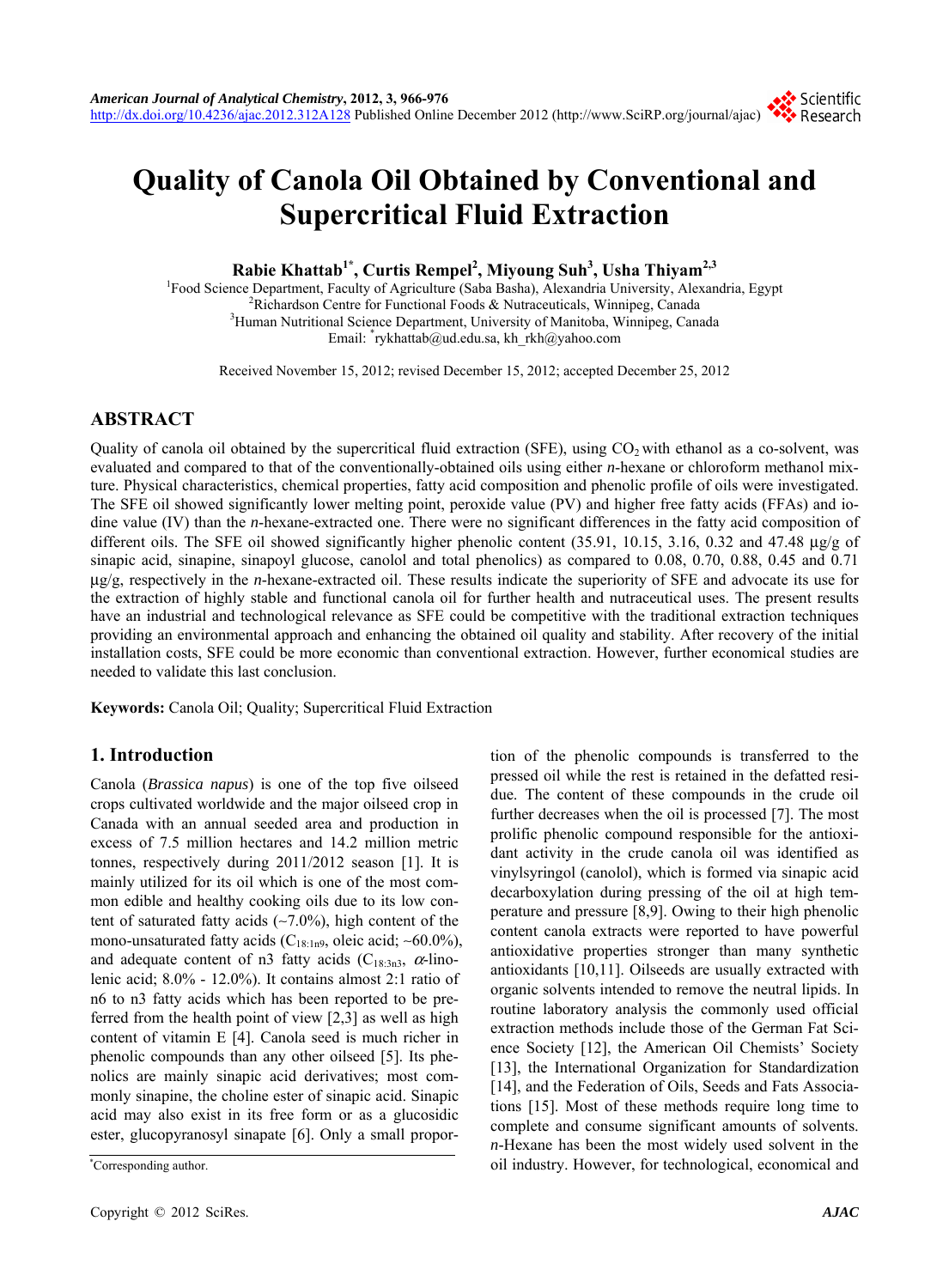# Quality of Canola Oil Obtained by Conventional and Supercritical Fluid Extraction

**Rabie Khattab[1*], Curtis Rempel[2], Miyoung Suh[3], Usha Thiyam[2,3]**

[1]Food Science Department, Faculty of Agriculture (Saba Basha), Alexandria University, Alexandria, Egypt
[2]Richardson Centre for Functional Foods & Nutraceuticals, Winnipeg, Canada
[3]Human Nutritional Science Department, University of Manitoba, Winnipeg, Canada
Email: *rykhattab@ud.edu.sa, kh_rkh@yahoo.com

Received November 15, 2012; revised December 15, 2012; accepted December 25, 2012

## ABSTRACT

Quality of canola oil obtained by the supercritical fluid extraction (SFE), using $CO_2$ with ethanol as a co-solvent, was evaluated and compared to that of the conventionally-obtained oils using either *n*-hexane or chloroform methanol mixture. Physical characteristics, chemical properties, fatty acid composition and phenolic profile of oils were investigated. The SFE oil showed significantly lower melting point, peroxide value (PV) and higher free fatty acids (FFAs) and iodine value (IV) than the *n*-hexane-extracted one. There were no significant differences in the fatty acid composition of different oils. The SFE oil showed significantly higher phenolic content (35.91, 10.15, 3.16, 0.32 and 47.48 µg/g of sinapic acid, sinapine, sinapoyl glucose, canolol and total phenolics) as compared to 0.08, 0.70, 0.88, 0.45 and 0.71 µg/g, respectively in the *n*-hexane-extracted oil. These results indicate the superiority of SFE and advocate its use for the extraction of highly stable and functional canola oil for further health and nutraceutical uses. The present results have an industrial and technological relevance as SFE could be competitive with the traditional extraction techniques providing an environmental approach and enhancing the obtained oil quality and stability. After recovery of the initial installation costs, SFE could be more economic than conventional extraction. However, further economical studies are needed to validate this last conclusion.

**Keywords:** Canola Oil; Quality; Supercritical Fluid Extraction

## 1. Introduction

Canola (*Brassica napus*) is one of the top five oilseed crops cultivated worldwide and the major oilseed crop in Canada with an annual seeded area and production in excess of 7.5 million hectares and 14.2 million metric tonnes, respectively during 2011/2012 season [1]. It is mainly utilized for its oil which is one of the most common edible and healthy cooking oils due to its low content of saturated fatty acids (~7.0%), high content of the mono-unsaturated fatty acids ($C_{18:1n9}$, oleic acid; ~60.0%), and adequate content of n3 fatty acids ($C_{18:3n3}$, $\alpha$-linolenic acid; 8.0% - 12.0%). It contains almost 2:1 ratio of n6 to n3 fatty acids which has been reported to be preferred from the health point of view [2,3] as well as high content of vitamin E [4]. Canola seed is much richer in phenolic compounds than any other oilseed [5]. Its phenolics are mainly sinapic acid derivatives; most commonly sinapine, the choline ester of sinapic acid. Sinapic acid may also exist in its free form or as a glucosidic ester, glucopyranosyl sinapate [6]. Only a small proportion of the phenolic compounds is transferred to the pressed oil while the rest is retained in the defatted residue. The content of these compounds in the crude oil further decreases when the oil is processed [7]. The most prolific phenolic compound responsible for the antioxidant activity in the crude canola oil was identified as vinylsyringol (canolol), which is formed via sinapic acid decarboxylation during pressing of the oil at high temperature and pressure [8,9]. Owing to their high phenolic content canola extracts were reported to have powerful antioxidative properties stronger than many synthetic antioxidants [10,11]. Oilseeds are usually extracted with organic solvents intended to remove the neutral lipids. In routine laboratory analysis the commonly used official extraction methods include those of the German Fat Science Society [12], the American Oil Chemists' Society [13], the International Organization for Standardization [14], and the Federation of Oils, Seeds and Fats Associations [15]. Most of these methods require long time to complete and consume significant amounts of solvents. *n*-Hexane has been the most widely used solvent in the oil industry. However, for technological, economical and

*Corresponding author.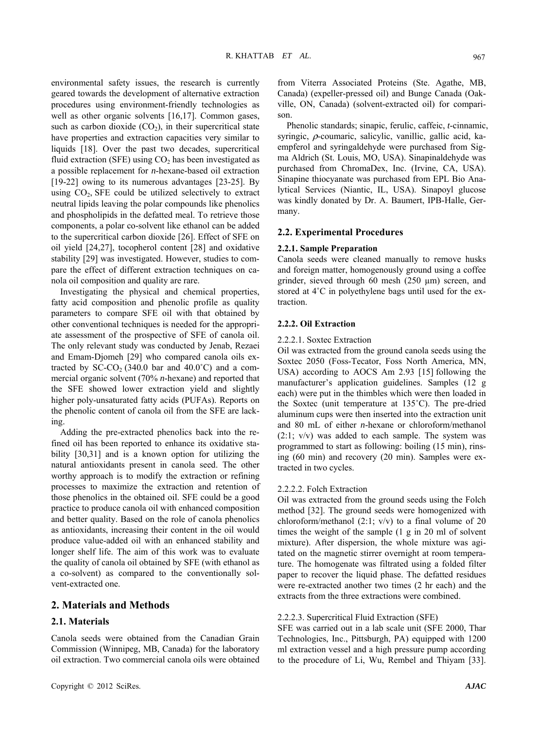environmental safety issues, the research is currently geared towards the development of alternative extraction procedures using environment-friendly technologies as well as other organic solvents [16,17]. Common gases, such as carbon dioxide ($CO_2$), in their supercritical state have properties and extraction capacities very similar to liquids [18]. Over the past two decades, supercritical fluid extraction (SFE) using $CO_2$ has been investigated as a possible replacement for *n*-hexane-based oil extraction [19-22] owing to its numerous advantages [23-25]. By using $CO_2$, SFE could be utilized selectively to extract neutral lipids leaving the polar compounds like phenolics and phospholipids in the defatted meal. To retrieve those components, a polar co-solvent like ethanol can be added to the supercritical carbon dioxide [26]. Effect of SFE on oil yield [24,27], tocopherol content [28] and oxidative stability [29] was investigated. However, studies to compare the effect of different extraction techniques on canola oil composition and quality are rare.

Investigating the physical and chemical properties, fatty acid composition and phenolic profile as quality parameters to compare SFE oil with that obtained by other conventional techniques is needed for the appropriate assessment of the prospective of SFE of canola oil. The only relevant study was conducted by Jenab, Rezaei and Emam-Djomeh [29] who compared canola oils extracted by SC-$CO_2$ (340.0 bar and 40.0˚C) and a commercial organic solvent (70% *n*-hexane) and reported that the SFE showed lower extraction yield and slightly higher poly-unsaturated fatty acids (PUFAs). Reports on the phenolic content of canola oil from the SFE are lacking.

Adding the pre-extracted phenolics back into the refined oil has been reported to enhance its oxidative stability [30,31] and is a known option for utilizing the natural antioxidants present in canola seed. The other worthy approach is to modify the extraction or refining processes to maximize the extraction and retention of those phenolics in the obtained oil. SFE could be a good practice to produce canola oil with enhanced composition and better quality. Based on the role of canola phenolics as antioxidants, increasing their content in the oil would produce value-added oil with an enhanced stability and longer shelf life. The aim of this work was to evaluate the quality of canola oil obtained by SFE (with ethanol as a co-solvent) as compared to the conventionally solvent-extracted one.

## 2. Materials and Methods

### 2.1. Materials

Canola seeds were obtained from the Canadian Grain Commission (Winnipeg, MB, Canada) for the laboratory oil extraction. Two commercial canola oils were obtained from Viterra Associated Proteins (Ste. Agathe, MB, Canada) (expeller-pressed oil) and Bunge Canada (Oakville, ON, Canada) (solvent-extracted oil) for comparison.

Phenolic standards; sinapic, ferulic, caffeic, *t*-cinnamic, syringic, $\rho$-coumaric, salicylic, vanillic, gallic acid, kaempferol and syringaldehyde were purchased from Sigma Aldrich (St. Louis, MO, USA). Sinapinaldehyde was purchased from ChromaDex, Inc. (Irvine, CA, USA). Sinapine thiocyanate was purchased from EPL Bio Analytical Services (Niantic, IL, USA). Sinapoyl glucose was kindly donated by Dr. A. Baumert, IPB-Halle, Germany.

### 2.2. Experimental Procedures

#### 2.2.1. Sample Preparation

Canola seeds were cleaned manually to remove husks and foreign matter, homogenously ground using a coffee grinder, sieved through 60 mesh (250 μm) screen, and stored at 4˚C in polyethylene bags until used for the extraction.

#### 2.2.2. Oil Extraction

2.2.2.1. Soxtec Extraction

Oil was extracted from the ground canola seeds using the Soxtec 2050 (Foss-Tecator, Foss North America, MN, USA) according to AOCS Am 2.93 [15] following the manufacturer's application guidelines. Samples (12 g each) were put in the thimbles which were then loaded in the Soxtec (unit temperature at 135˚C). The pre-dried aluminum cups were then inserted into the extraction unit and 80 mL of either *n*-hexane or chloroform/methanol (2:1; v/v) was added to each sample. The system was programmed to start as following: boiling (15 min), rinsing (60 min) and recovery (20 min). Samples were extracted in two cycles.

2.2.2.2. Folch Extraction

Oil was extracted from the ground seeds using the Folch method [32]. The ground seeds were homogenized with chloroform/methanol (2:1; v/v) to a final volume of 20 times the weight of the sample (1 g in 20 ml of solvent mixture). After dispersion, the whole mixture was agitated on the magnetic stirrer overnight at room temperature. The homogenate was filtrated using a folded filter paper to recover the liquid phase. The defatted residues were re-extracted another two times (2 hr each) and the extracts from the three extractions were combined.

2.2.2.3. Supercritical Fluid Extraction (SFE)

SFE was carried out in a lab scale unit (SFE 2000, Thar Technologies, Inc., Pittsburgh, PA) equipped with 1200 ml extraction vessel and a high pressure pump according to the procedure of Li, Wu, Rembel and Thiyam [33].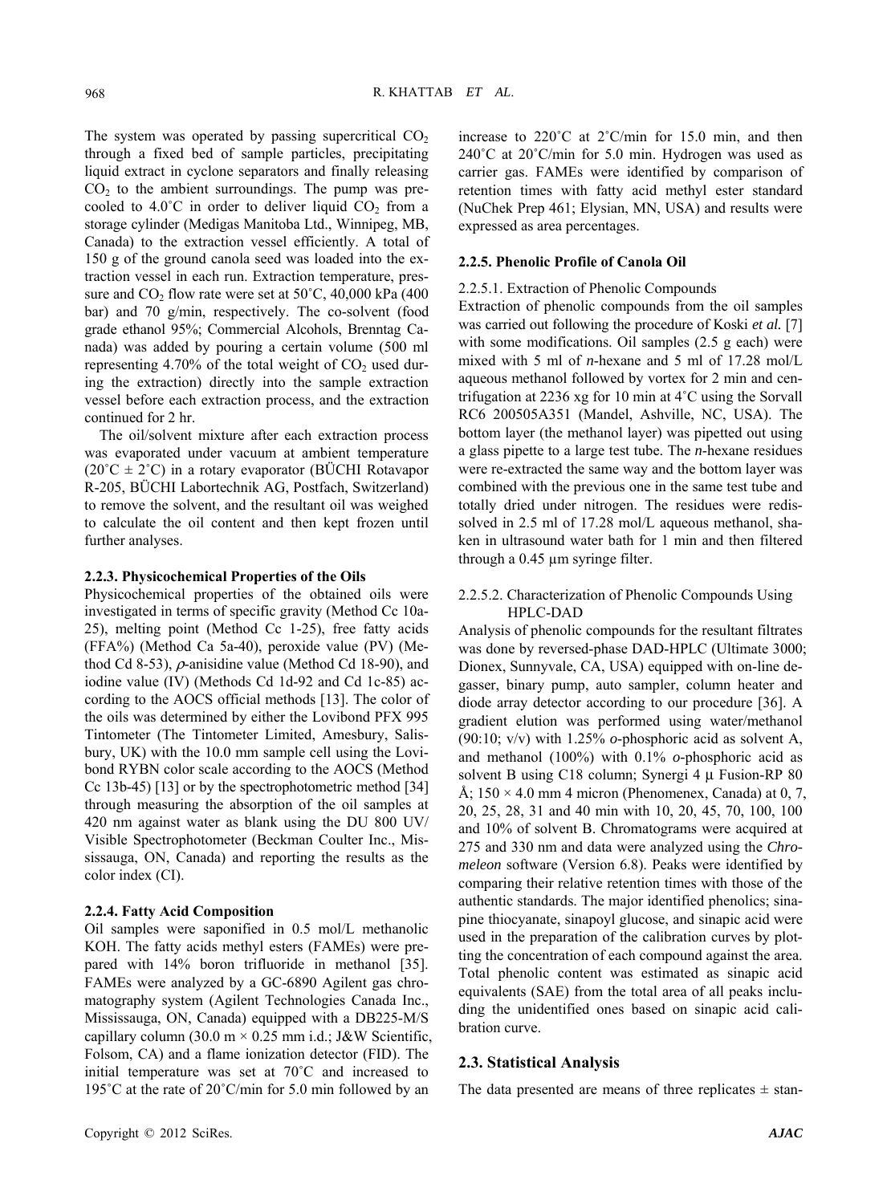The system was operated by passing supercritical $CO_2$ through a fixed bed of sample particles, precipitating liquid extract in cyclone separators and finally releasing $CO_2$ to the ambient surroundings. The pump was pre-cooled to 4.0˚C in order to deliver liquid $CO_2$ from a storage cylinder (Medigas Manitoba Ltd., Winnipeg, MB, Canada) to the extraction vessel efficiently. A total of 150 g of the ground canola seed was loaded into the extraction vessel in each run. Extraction temperature, pressure and $CO_2$ flow rate were set at 50˚C, 40,000 kPa (400 bar) and 70 g/min, respectively. The co-solvent (food grade ethanol 95%; Commercial Alcohols, Brenntag Canada) was added by pouring a certain volume (500 ml representing 4.70% of the total weight of $CO_2$ used during the extraction) directly into the sample extraction vessel before each extraction process, and the extraction continued for 2 hr.

The oil/solvent mixture after each extraction process was evaporated under vacuum at ambient temperature (20˚C ± 2˚C) in a rotary evaporator (BÜCHI Rotavapor R-205, BÜCHI Labortechnik AG, Postfach, Switzerland) to remove the solvent, and the resultant oil was weighed to calculate the oil content and then kept frozen until further analyses.

#### 2.2.3. Physicochemical Properties of the Oils

Physicochemical properties of the obtained oils were investigated in terms of specific gravity (Method Cc 10a-25), melting point (Method Cc 1-25), free fatty acids (FFA%) (Method Ca 5a-40), peroxide value (PV) (Method Cd 8-53), $\rho$-anisidine value (Method Cd 18-90), and iodine value (IV) (Methods Cd 1d-92 and Cd 1c-85) according to the AOCS official methods [13]. The color of the oils was determined by either the Lovibond PFX 995 Tintometer (The Tintometer Limited, Amesbury, Salisbury, UK) with the 10.0 mm sample cell using the Lovibond RYBN color scale according to the AOCS (Method Cc 13b-45) [13] or by the spectrophotometric method [34] through measuring the absorption of the oil samples at 420 nm against water as blank using the DU 800 UV/Visible Spectrophotometer (Beckman Coulter Inc., Mississauga, ON, Canada) and reporting the results as the color index (CI).

#### 2.2.4. Fatty Acid Composition

Oil samples were saponified in 0.5 mol/L methanolic KOH. The fatty acids methyl esters (FAMEs) were prepared with 14% boron trifluoride in methanol [35]. FAMEs were analyzed by a GC-6890 Agilent gas chromatography system (Agilent Technologies Canada Inc., Mississauga, ON, Canada) equipped with a DB225-M/S capillary column (30.0 m × 0.25 mm i.d.; J&W Scientific, Folsom, CA) and a flame ionization detector (FID). The initial temperature was set at 70˚C and increased to 195˚C at the rate of 20˚C/min for 5.0 min followed by an increase to 220˚C at 2˚C/min for 15.0 min, and then 240˚C at 20˚C/min for 5.0 min. Hydrogen was used as carrier gas. FAMEs were identified by comparison of retention times with fatty acid methyl ester standard (NuChek Prep 461; Elysian, MN, USA) and results were expressed as area percentages.

#### 2.2.5. Phenolic Profile of Canola Oil

2.2.5.1. Extraction of Phenolic Compounds

Extraction of phenolic compounds from the oil samples was carried out following the procedure of Koski *et al.* [7] with some modifications. Oil samples (2.5 g each) were mixed with 5 ml of *n*-hexane and 5 ml of 17.28 mol/L aqueous methanol followed by vortex for 2 min and centrifugation at 2236 xg for 10 min at 4˚C using the Sorvall RC6 200505A351 (Mandel, Ashville, NC, USA). The bottom layer (the methanol layer) was pipetted out using a glass pipette to a large test tube. The *n*-hexane residues were re-extracted the same way and the bottom layer was combined with the previous one in the same test tube and totally dried under nitrogen. The residues were redissolved in 2.5 ml of 17.28 mol/L aqueous methanol, shaken in ultrasound water bath for 1 min and then filtered through a 0.45 µm syringe filter.

2.2.5.2. Characterization of Phenolic Compounds Using HPLC-DAD

Analysis of phenolic compounds for the resultant filtrates was done by reversed-phase DAD-HPLC (Ultimate 3000; Dionex, Sunnyvale, CA, USA) equipped with on-line degasser, binary pump, auto sampler, column heater and diode array detector according to our procedure [36]. A gradient elution was performed using water/methanol (90:10; v/v) with 1.25% *o*-phosphoric acid as solvent A, and methanol (100%) with 0.1% *o*-phosphoric acid as solvent B using C18 column; Synergi 4 µ Fusion-RP 80 Å; 150 × 4.0 mm 4 micron (Phenomenex, Canada) at 0, 7, 20, 25, 28, 31 and 40 min with 10, 20, 45, 70, 100, 100 and 10% of solvent B. Chromatograms were acquired at 275 and 330 nm and data were analyzed using the *Chromeleon* software (Version 6.8). Peaks were identified by comparing their relative retention times with those of the authentic standards. The major identified phenolics; sinapine thiocyanate, sinapoyl glucose, and sinapic acid were used in the preparation of the calibration curves by plotting the concentration of each compound against the area. Total phenolic content was estimated as sinapic acid equivalents (SAE) from the total area of all peaks including the unidentified ones based on sinapic acid calibration curve.

### 2.3. Statistical Analysis

The data presented are means of three replicates ± stan-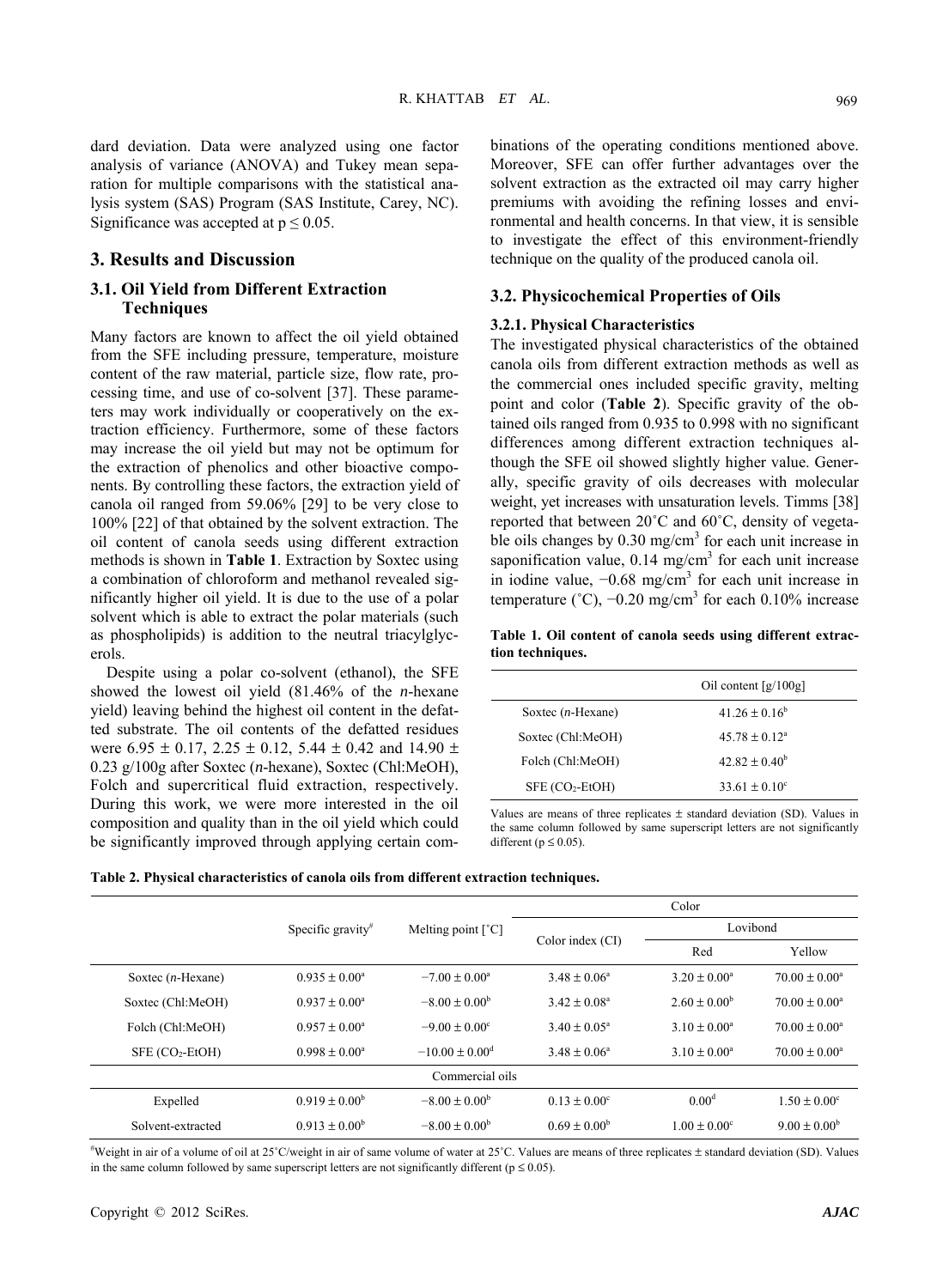dard deviation. Data were analyzed using one factor analysis of variance (ANOVA) and Tukey mean separation for multiple comparisons with the statistical analysis system (SAS) Program (SAS Institute, Carey, NC). Significance was accepted at $p \leq 0.05$.

## 3. Results and Discussion

### 3.1. Oil Yield from Different Extraction Techniques

Many factors are known to affect the oil yield obtained from the SFE including pressure, temperature, moisture content of the raw material, particle size, flow rate, processing time, and use of co-solvent [37]. These parameters may work individually or cooperatively on the extraction efficiency. Furthermore, some of these factors may increase the oil yield but may not be optimum for the extraction of phenolics and other bioactive components. By controlling these factors, the extraction yield of canola oil ranged from 59.06% [29] to be very close to 100% [22] of that obtained by the solvent extraction. The oil content of canola seeds using different extraction methods is shown in **Table 1**. Extraction by Soxtec using a combination of chloroform and methanol revealed significantly higher oil yield. It is due to the use of a polar solvent which is able to extract the polar materials (such as phospholipids) is addition to the neutral triacylglycerols.

Despite using a polar co-solvent (ethanol), the SFE showed the lowest oil yield (81.46% of the *n*-hexane yield) leaving behind the highest oil content in the defatted substrate. The oil contents of the defatted residues were 6.95 ± 0.17, 2.25 ± 0.12, 5.44 ± 0.42 and 14.90 ± 0.23 g/100g after Soxtec (*n*-hexane), Soxtec (Chl:MeOH), Folch and supercritical fluid extraction, respectively. During this work, we were more interested in the oil composition and quality than in the oil yield which could be significantly improved through applying certain combinations of the operating conditions mentioned above. Moreover, SFE can offer further advantages over the solvent extraction as the extracted oil may carry higher premiums with avoiding the refining losses and environmental and health concerns. In that view, it is sensible to investigate the effect of this environment-friendly technique on the quality of the produced canola oil.

### 3.2. Physicochemical Properties of Oils

#### 3.2.1. Physical Characteristics

The investigated physical characteristics of the obtained canola oils from different extraction methods as well as the commercial ones included specific gravity, melting point and color (**Table 2**). Specific gravity of the obtained oils ranged from 0.935 to 0.998 with no significant differences among different extraction techniques although the SFE oil showed slightly higher value. Generally, specific gravity of oils decreases with molecular weight, yet increases with unsaturation levels. Timms [38] reported that between 20˚C and 60˚C, density of vegetable oils changes by 0.30 mg/cm$^3$ for each unit increase in saponification value, 0.14 mg/cm$^3$ for each unit increase in iodine value, −0.68 mg/cm$^3$ for each unit increase in temperature (˚C), −0.20 mg/cm$^3$ for each 0.10% increase

**Table 1. Oil content of canola seeds using different extraction techniques.**

| | Oil content [g/100g] |
|---|---|
| Soxtec (*n*-Hexane) | 41.26 ± 0.16[b] |
| Soxtec (Chl:MeOH) | 45.78 ± 0.12[a] |
| Folch (Chl:MeOH) | 42.82 ± 0.40[b] |
| SFE ($CO_2$-EtOH) | 33.61 ± 0.10[c] |

Values are means of three replicates ± standard deviation (SD). Values in the same column followed by same superscript letters are not significantly different ($p \leq 0.05$).

**Table 2. Physical characteristics of canola oils from different extraction techniques.**

| | Specific gravity[#] | Melting point [˚C] | Color | | |
|---|---|---|---|---|---|
| | | | Color index (CI) | Lovibond | |
| | | | | Red | Yellow |
| Soxtec (*n*-Hexane) | 0.935 ± 0.00[a] | −7.00 ± 0.00[a] | 3.48 ± 0.06[a] | 3.20 ± 0.00[a] | 70.00 ± 0.00[a] |
| Soxtec (Chl:MeOH) | 0.937 ± 0.00[a] | −8.00 ± 0.00[b] | 3.42 ± 0.08[a] | 2.60 ± 0.00[b] | 70.00 ± 0.00[a] |
| Folch (Chl:MeOH) | 0.957 ± 0.00[a] | −9.00 ± 0.00[c] | 3.40 ± 0.05[a] | 3.10 ± 0.00[a] | 70.00 ± 0.00[a] |
| SFE ($CO_2$-EtOH) | 0.998 ± 0.00[a] | −10.00 ± 0.00[d] | 3.48 ± 0.06[a] | 3.10 ± 0.00[a] | 70.00 ± 0.00[a] |
| Commercial oils | | | | | |
| Expelled | 0.919 ± 0.00[b] | −8.00 ± 0.00[b] | 0.13 ± 0.00[c] | 0.00[d] | 1.50 ± 0.00[c] |
| Solvent-extracted | 0.913 ± 0.00[b] | −8.00 ± 0.00[b] | 0.69 ± 0.00[b] | 1.00 ± 0.00[c] | 9.00 ± 0.00[b] |

[#]Weight in air of a volume of oil at 25˚C/weight in air of same volume of water at 25˚C. Values are means of three replicates ± standard deviation (SD). Values in the same column followed by same superscript letters are not significantly different ($p \leq 0.05$).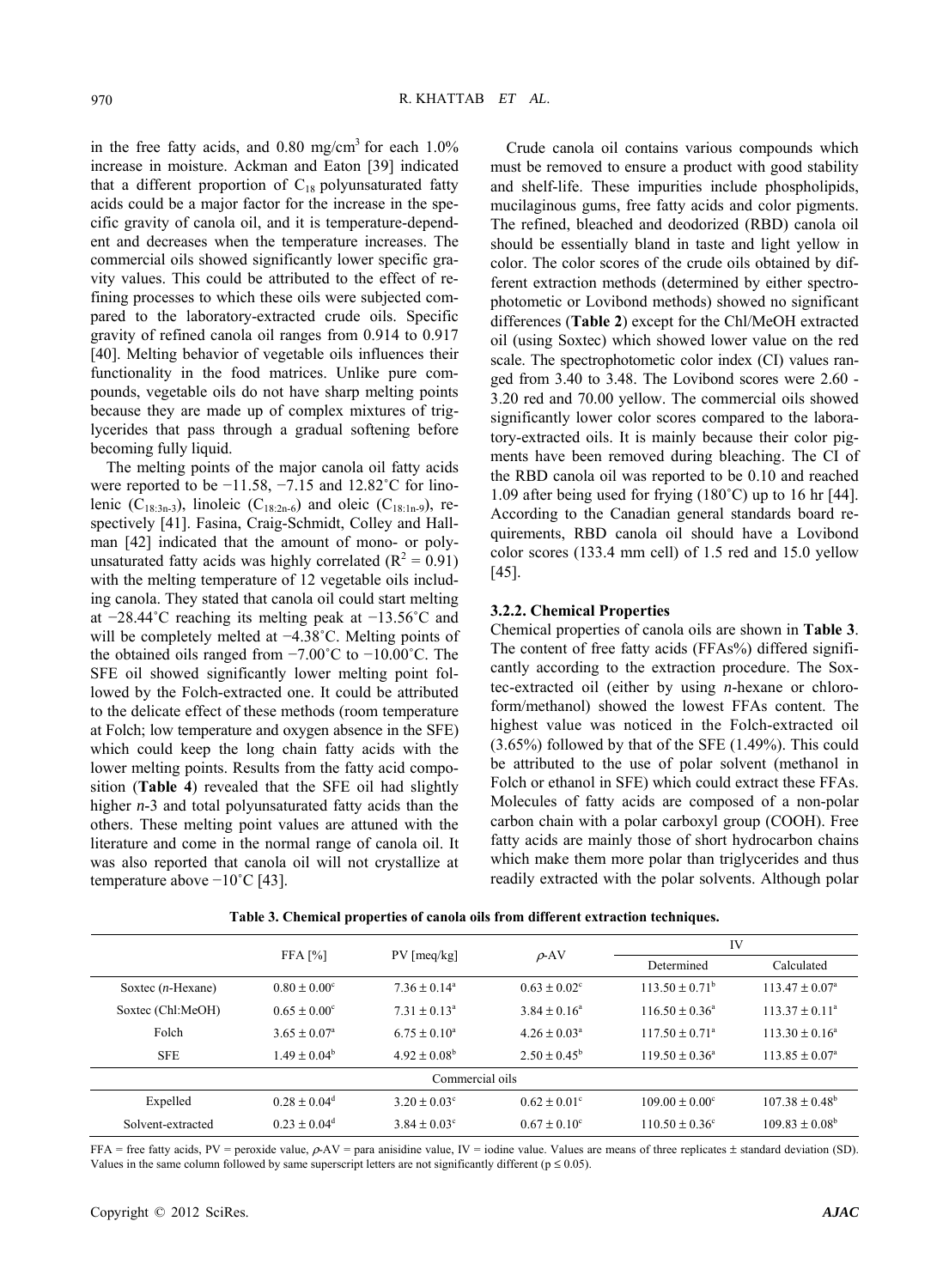in the free fatty acids, and 0.80 mg/cm$^3$ for each 1.0% increase in moisture. Ackman and Eaton [39] indicated that a different proportion of $C_{18}$ polyunsaturated fatty acids could be a major factor for the increase in the specific gravity of canola oil, and it is temperature-dependent and decreases when the temperature increases. The commercial oils showed significantly lower specific gravity values. This could be attributed to the effect of refining processes to which these oils were subjected compared to the laboratory-extracted crude oils. Specific gravity of refined canola oil ranges from 0.914 to 0.917 [40]. Melting behavior of vegetable oils influences their functionality in the food matrices. Unlike pure compounds, vegetable oils do not have sharp melting points because they are made up of complex mixtures of triglycerides that pass through a gradual softening before becoming fully liquid.

The melting points of the major canola oil fatty acids were reported to be −11.58, −7.15 and 12.82˚C for linolenic ($C_{18:3n\text{-}3}$), linoleic ($C_{18:2n\text{-}6}$) and oleic ($C_{18:1n\text{-}9}$), respectively [41]. Fasina, Craig-Schmidt, Colley and Hallman [42] indicated that the amount of mono- or polyunsaturated fatty acids was highly correlated ($R^2 = 0.91$) with the melting temperature of 12 vegetable oils including canola. They stated that canola oil could start melting at −28.44˚C reaching its melting peak at −13.56˚C and will be completely melted at −4.38˚C. Melting points of the obtained oils ranged from −7.00˚C to −10.00˚C. The SFE oil showed significantly lower melting point followed by the Folch-extracted one. It could be attributed to the delicate effect of these methods (room temperature at Folch; low temperature and oxygen absence in the SFE) which could keep the long chain fatty acids with the lower melting points. Results from the fatty acid composition (**Table 4**) revealed that the SFE oil had slightly higher *n*-3 and total polyunsaturated fatty acids than the others. These melting point values are attuned with the literature and come in the normal range of canola oil. It was also reported that canola oil will not crystallize at temperature above −10˚C [43].

Crude canola oil contains various compounds which must be removed to ensure a product with good stability and shelf-life. These impurities include phospholipids, mucilaginous gums, free fatty acids and color pigments. The refined, bleached and deodorized (RBD) canola oil should be essentially bland in taste and light yellow in color. The color scores of the crude oils obtained by different extraction methods (determined by either spectrophotometic or Lovibond methods) showed no significant differences (**Table 2**) except for the Chl/MeOH extracted oil (using Soxtec) which showed lower value on the red scale. The spectrophotometic color index (CI) values ranged from 3.40 to 3.48. The Lovibond scores were 2.60 - 3.20 red and 70.00 yellow. The commercial oils showed significantly lower color scores compared to the laboratory-extracted oils. It is mainly because their color pigments have been removed during bleaching. The CI of the RBD canola oil was reported to be 0.10 and reached 1.09 after being used for frying (180˚C) up to 16 hr [44]. According to the Canadian general standards board requirements, RBD canola oil should have a Lovibond color scores (133.4 mm cell) of 1.5 red and 15.0 yellow [45].

### 3.2.2. Chemical Properties

Chemical properties of canola oils are shown in **Table 3**. The content of free fatty acids (FFAs%) differed significantly according to the extraction procedure. The Soxtec-extracted oil (either by using *n*-hexane or chloroform/methanol) showed the lowest FFAs content. The highest value was noticed in the Folch-extracted oil (3.65%) followed by that of the SFE (1.49%). This could be attributed to the use of polar solvent (methanol in Folch or ethanol in SFE) which could extract these FFAs. Molecules of fatty acids are composed of a non-polar carbon chain with a polar carboxyl group (COOH). Free fatty acids are mainly those of short hydrocarbon chains which make them more polar than triglycerides and thus readily extracted with the polar solvents. Although polar

**Table 3. Chemical properties of canola oils from different extraction techniques.**

| | FFA [%] | PV [meq/kg] | $\rho$-AV | IV | |
|---|---|---|---|---|---|
| | | | | Determined | Calculated |
| Soxtec (*n*-Hexane) | $0.80 \pm 0.00^c$ | $7.36 \pm 0.14^a$ | $0.63 \pm 0.02^c$ | $113.50 \pm 0.71^b$ | $113.47 \pm 0.07^a$ |
| Soxtec (Chl:MeOH) | $0.65 \pm 0.00^c$ | $7.31 \pm 0.13^a$ | $3.84 \pm 0.16^a$ | $116.50 \pm 0.36^a$ | $113.37 \pm 0.11^a$ |
| Folch | $3.65 \pm 0.07^a$ | $6.75 \pm 0.10^a$ | $4.26 \pm 0.03^a$ | $117.50 \pm 0.71^a$ | $113.30 \pm 0.16^a$ |
| SFE | $1.49 \pm 0.04^b$ | $4.92 \pm 0.08^b$ | $2.50 \pm 0.45^b$ | $119.50 \pm 0.36^a$ | $113.85 \pm 0.07^a$ |
| Commercial oils | | | | | |
| Expelled | $0.28 \pm 0.04^d$ | $3.20 \pm 0.03^c$ | $0.62 \pm 0.01^c$ | $109.00 \pm 0.00^c$ | $107.38 \pm 0.48^b$ |
| Solvent-extracted | $0.23 \pm 0.04^d$ | $3.84 \pm 0.03^c$ | $0.67 \pm 0.10^c$ | $110.50 \pm 0.36^c$ | $109.83 \pm 0.08^b$ |

FFA = free fatty acids, PV = peroxide value, $\rho$-AV = para anisidine value, IV = iodine value. Values are means of three replicates ± standard deviation (SD). Values in the same column followed by same superscript letters are not significantly different ($p \leq 0.05$).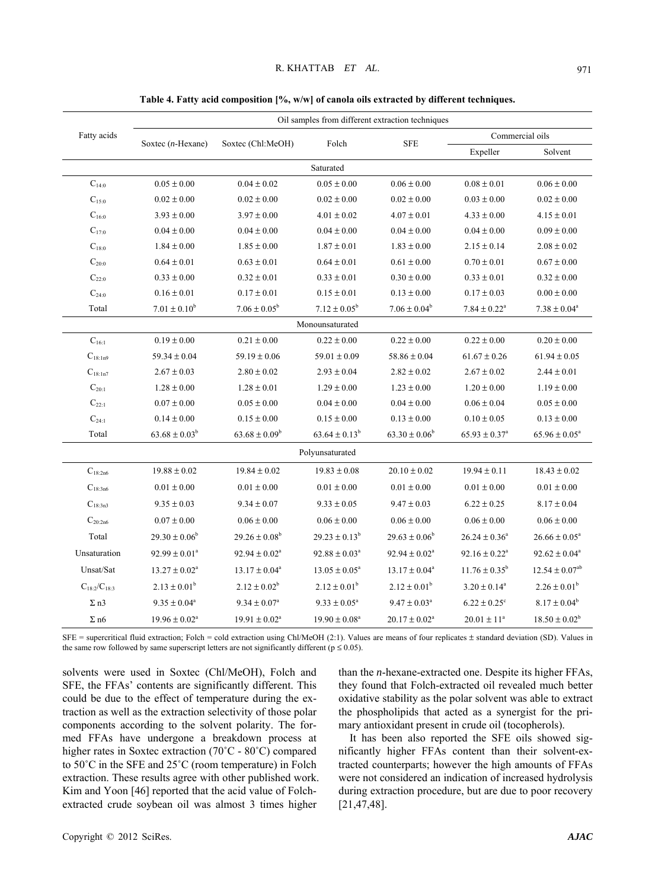**Table 4. Fatty acid composition [%, w/w] of canola oils extracted by different techniques.**

| Fatty acids | Oil samples from different extraction techniques | | | | | |
|---|---|---|---|---|---|---|
| | Soxtec (*n*-Hexane) | Soxtec (Chl:MeOH) | Folch | SFE | Commercial oils | |
| | | | | | Expeller | Solvent |
| | | | Saturated | | | |
| $C_{14:0}$ | 0.05 ± 0.00 | 0.04 ± 0.02 | 0.05 ± 0.00 | 0.06 ± 0.00 | 0.08 ± 0.01 | 0.06 ± 0.00 |
| $C_{15:0}$ | 0.02 ± 0.00 | 0.02 ± 0.00 | 0.02 ± 0.00 | 0.02 ± 0.00 | 0.03 ± 0.00 | 0.02 ± 0.00 |
| $C_{16:0}$ | 3.93 ± 0.00 | 3.97 ± 0.00 | 4.01 ± 0.02 | 4.07 ± 0.01 | 4.33 ± 0.00 | 4.15 ± 0.01 |
| $C_{17:0}$ | 0.04 ± 0.00 | 0.04 ± 0.00 | 0.04 ± 0.00 | 0.04 ± 0.00 | 0.04 ± 0.00 | 0.09 ± 0.00 |
| $C_{18:0}$ | 1.84 ± 0.00 | 1.85 ± 0.00 | 1.87 ± 0.01 | 1.83 ± 0.00 | 2.15 ± 0.14 | 2.08 ± 0.02 |
| $C_{20:0}$ | 0.64 ± 0.01 | 0.63 ± 0.01 | 0.64 ± 0.01 | 0.61 ± 0.00 | 0.70 ± 0.01 | 0.67 ± 0.00 |
| $C_{22:0}$ | 0.33 ± 0.00 | 0.32 ± 0.01 | 0.33 ± 0.01 | 0.30 ± 0.00 | 0.33 ± 0.01 | 0.32 ± 0.00 |
| $C_{24:0}$ | 0.16 ± 0.01 | 0.17 ± 0.01 | 0.15 ± 0.01 | 0.13 ± 0.00 | 0.17 ± 0.03 | 0.00 ± 0.00 |
| Total | 7.01 ± 0.10[b] | 7.06 ± 0.05[b] | 7.12 ± 0.05[b] | 7.06 ± 0.04[b] | 7.84 ± 0.22[a] | 7.38 ± 0.04[a] |
| | | | Monounsaturated | | | |
| $C_{16:1}$ | 0.19 ± 0.00 | 0.21 ± 0.00 | 0.22 ± 0.00 | 0.22 ± 0.00 | 0.22 ± 0.00 | 0.20 ± 0.00 |
| $C_{18:1n9}$ | 59.34 ± 0.04 | 59.19 ± 0.06 | 59.01 ± 0.09 | 58.86 ± 0.04 | 61.67 ± 0.26 | 61.94 ± 0.05 |
| $C_{18:1n7}$ | 2.67 ± 0.03 | 2.80 ± 0.02 | 2.93 ± 0.04 | 2.82 ± 0.02 | 2.67 ± 0.02 | 2.44 ± 0.01 |
| $C_{20:1}$ | 1.28 ± 0.00 | 1.28 ± 0.01 | 1.29 ± 0.00 | 1.23 ± 0.00 | 1.20 ± 0.00 | 1.19 ± 0.00 |
| $C_{22:1}$ | 0.07 ± 0.00 | 0.05 ± 0.00 | 0.04 ± 0.00 | 0.04 ± 0.00 | 0.06 ± 0.04 | 0.05 ± 0.00 |
| $C_{24:1}$ | 0.14 ± 0.00 | 0.15 ± 0.00 | 0.15 ± 0.00 | 0.13 ± 0.00 | 0.10 ± 0.05 | 0.13 ± 0.00 |
| Total | 63.68 ± 0.03[b] | 63.68 ± 0.09[b] | 63.64 ± 0.13[b] | 63.30 ± 0.06[b] | 65.93 ± 0.37[a] | 65.96 ± 0.05[a] |
| | | | Polyunsaturated | | | |
| $C_{18:2n6}$ | 19.88 ± 0.02 | 19.84 ± 0.02 | 19.83 ± 0.08 | 20.10 ± 0.02 | 19.94 ± 0.11 | 18.43 ± 0.02 |
| $C_{18:3n6}$ | 0.01 ± 0.00 | 0.01 ± 0.00 | 0.01 ± 0.00 | 0.01 ± 0.00 | 0.01 ± 0.00 | 0.01 ± 0.00 |
| $C_{18:3n3}$ | 9.35 ± 0.03 | 9.34 ± 0.07 | 9.33 ± 0.05 | 9.47 ± 0.03 | 6.22 ± 0.25 | 8.17 ± 0.04 |
| $C_{20:2n6}$ | 0.07 ± 0.00 | 0.06 ± 0.00 | 0.06 ± 0.00 | 0.06 ± 0.00 | 0.06 ± 0.00 | 0.06 ± 0.00 |
| Total | 29.30 ± 0.06[b] | 29.26 ± 0.08[b] | 29.23 ± 0.13[b] | 29.63 ± 0.06[b] | 26.24 ± 0.36[a] | 26.66 ± 0.05[a] |
| Unsaturation | 92.99 ± 0.01[a] | 92.94 ± 0.02[a] | 92.88 ± 0.03[a] | 92.94 ± 0.02[a] | 92.16 ± 0.22[a] | 92.62 ± 0.04[a] |
| Unsat/Sat | 13.27 ± 0.02[a] | 13.17 ± 0.04[a] | 13.05 ± 0.05[a] | 13.17 ± 0.04[a] | 11.76 ± 0.35[b] | 12.54 ± 0.07[ab] |
| $C_{18:2}/C_{18:3}$ | 2.13 ± 0.01[b] | 2.12 ± 0.02[b] | 2.12 ± 0.01[b] | 2.12 ± 0.01[b] | 3.20 ± 0.14[a] | 2.26 ± 0.01[b] |
| Σ n3 | 9.35 ± 0.04[a] | 9.34 ± 0.07[a] | 9.33 ± 0.05[a] | 9.47 ± 0.03[a] | 6.22 ± 0.25[c] | 8.17 ± 0.04[b] |
| Σ n6 | 19.96 ± 0.02[a] | 19.91 ± 0.02[a] | 19.90 ± 0.08[a] | 20.17 ± 0.02[a] | 20.01 ± 11[a] | 18.50 ± 0.02[b] |

SFE = supercritical fluid extraction; Folch = cold extraction using Chl/MeOH (2:1). Values are means of four replicates ± standard deviation (SD). Values in the same row followed by same superscript letters are not significantly different ($p \leq 0.05$).

solvents were used in Soxtec (Chl/MeOH), Folch and SFE, the FFAs' contents are significantly different. This could be due to the effect of temperature during the extraction as well as the extraction selectivity of those polar components according to the solvent polarity. The formed FFAs have undergone a breakdown process at higher rates in Soxtec extraction (70˚C - 80˚C) compared to 50˚C in the SFE and 25˚C (room temperature) in Folch extraction. These results agree with other published work. Kim and Yoon [46] reported that the acid value of Folch-extracted crude soybean oil was almost 3 times higher than the *n*-hexane-extracted one. Despite its higher FFAs, they found that Folch-extracted oil revealed much better oxidative stability as the polar solvent was able to extract the phospholipids that acted as a synergist for the primary antioxidant present in crude oil (tocopherols).

It has been also reported the SFE oils showed significantly higher FFAs content than their solvent-extracted counterparts; however the high amounts of FFAs were not considered an indication of increased hydrolysis during extraction procedure, but are due to poor recovery [21,47,48].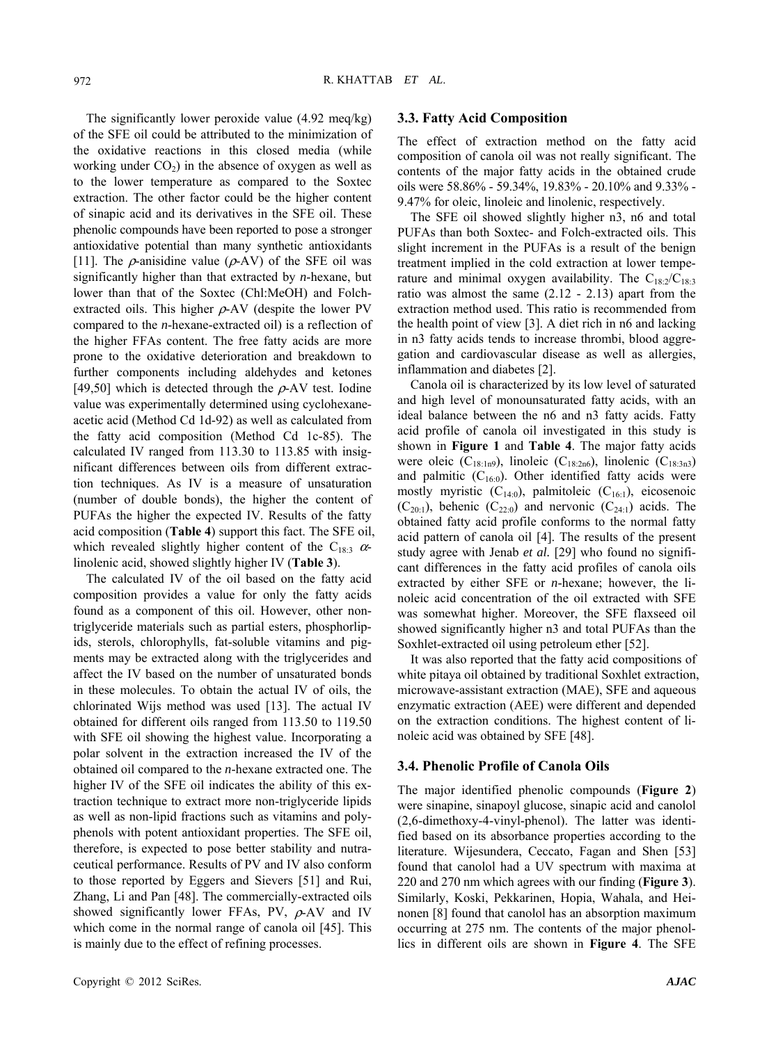The significantly lower peroxide value (4.92 meq/kg) of the SFE oil could be attributed to the minimization of the oxidative reactions in this closed media (while working under $CO_2$) in the absence of oxygen as well as to the lower temperature as compared to the Soxtec extraction. The other factor could be the higher content of sinapic acid and its derivatives in the SFE oil. These phenolic compounds have been reported to pose a stronger antioxidative potential than many synthetic antioxidants [11]. The $\rho$-anisidine value ($\rho$-AV) of the SFE oil was significantly higher than that extracted by *n*-hexane, but lower than that of the Soxtec (Chl:MeOH) and Folch-extracted oils. This higher $\rho$-AV (despite the lower PV compared to the *n*-hexane-extracted oil) is a reflection of the higher FFAs content. The free fatty acids are more prone to the oxidative deterioration and breakdown to further components including aldehydes and ketones [49,50] which is detected through the $\rho$-AV test. Iodine value was experimentally determined using cyclohexane-acetic acid (Method Cd 1d-92) as well as calculated from the fatty acid composition (Method Cd 1c-85). The calculated IV ranged from 113.30 to 113.85 with insignificant differences between oils from different extraction techniques. As IV is a measure of unsaturation (number of double bonds), the higher the content of PUFAs the higher the expected IV. Results of the fatty acid composition (**Table 4**) support this fact. The SFE oil, which revealed slightly higher content of the $C_{18:3}$ $\alpha$-linolenic acid, showed slightly higher IV (**Table 3**).

The calculated IV of the oil based on the fatty acid composition provides a value for only the fatty acids found as a component of this oil. However, other non-triglyceride materials such as partial esters, phospholipids, sterols, chlorophylls, fat-soluble vitamins and pigments may be extracted along with the triglycerides and affect the IV based on the number of unsaturated bonds in these molecules. To obtain the actual IV of oils, the chlorinated Wijs method was used [13]. The actual IV obtained for different oils ranged from 113.50 to 119.50 with SFE oil showing the highest value. Incorporating a polar solvent in the extraction increased the IV of the obtained oil compared to the *n*-hexane extracted one. The higher IV of the SFE oil indicates the ability of this extraction technique to extract more non-triglyceride lipids as well as non-lipid fractions such as vitamins and polyphenols with potent antioxidant properties. The SFE oil, therefore, is expected to pose better stability and nutraceutical performance. Results of PV and IV also conform to those reported by Eggers and Sievers [51] and Rui, Zhang, Li and Pan [48]. The commercially-extracted oils showed significantly lower FFAs, PV, $\rho$-AV and IV which come in the normal range of canola oil [45]. This is mainly due to the effect of refining processes.

### 3.3. Fatty Acid Composition

The effect of extraction method on the fatty acid composition of canola oil was not really significant. The contents of the major fatty acids in the obtained crude oils were 58.86% - 59.34%, 19.83% - 20.10% and 9.33% - 9.47% for oleic, linoleic and linolenic, respectively.

The SFE oil showed slightly higher n3, n6 and total PUFAs than both Soxtec- and Folch-extracted oils. This slight increment in the PUFAs is a result of the benign treatment implied in the cold extraction at lower temperature and minimal oxygen availability. The $C_{18:2}/C_{18:3}$ ratio was almost the same (2.12 - 2.13) apart from the extraction method used. This ratio is recommended from the health point of view [3]. A diet rich in n6 and lacking in n3 fatty acids tends to increase thrombi, blood aggregation and cardiovascular disease as well as allergies, inflammation and diabetes [2].

Canola oil is characterized by its low level of saturated and high level of monounsaturated fatty acids, with an ideal balance between the n6 and n3 fatty acids. Fatty acid profile of canola oil investigated in this study is shown in **Figure 1** and **Table 4**. The major fatty acids were oleic ($C_{18:1n9}$), linoleic ($C_{18:2n6}$), linolenic ($C_{18:3n3}$) and palmitic ($C_{16:0}$). Other identified fatty acids were mostly myristic ($C_{14:0}$), palmitoleic ($C_{16:1}$), eicosenoic ($C_{20:1}$), behenic ($C_{22:0}$) and nervonic ($C_{24:1}$) acids. The obtained fatty acid profile conforms to the normal fatty acid pattern of canola oil [4]. The results of the present study agree with Jenab *et al.* [29] who found no significant differences in the fatty acid profiles of canola oils extracted by either SFE or *n*-hexane; however, the linoleic acid concentration of the oil extracted with SFE was somewhat higher. Moreover, the SFE flaxseed oil showed significantly higher n3 and total PUFAs than the Soxhlet-extracted oil using petroleum ether [52].

It was also reported that the fatty acid compositions of white pitaya oil obtained by traditional Soxhlet extraction, microwave-assistant extraction (MAE), SFE and aqueous enzymatic extraction (AEE) were different and depended on the extraction conditions. The highest content of linoleic acid was obtained by SFE [48].

### 3.4. Phenolic Profile of Canola Oils

The major identified phenolic compounds (**Figure 2**) were sinapine, sinapoyl glucose, sinapic acid and canolol (2,6-dimethoxy-4-vinyl-phenol). The latter was identified based on its absorbance properties according to the literature. Wijesundera, Ceccato, Fagan and Shen [53] found that canolol had a UV spectrum with maxima at 220 and 270 nm which agrees with our finding (**Figure 3**). Similarly, Koski, Pekkarinen, Hopia, Wahala, and Heinonen [8] found that canolol has an absorption maximum occurring at 275 nm. The contents of the major phenollics in different oils are shown in **Figure 4**. The SFE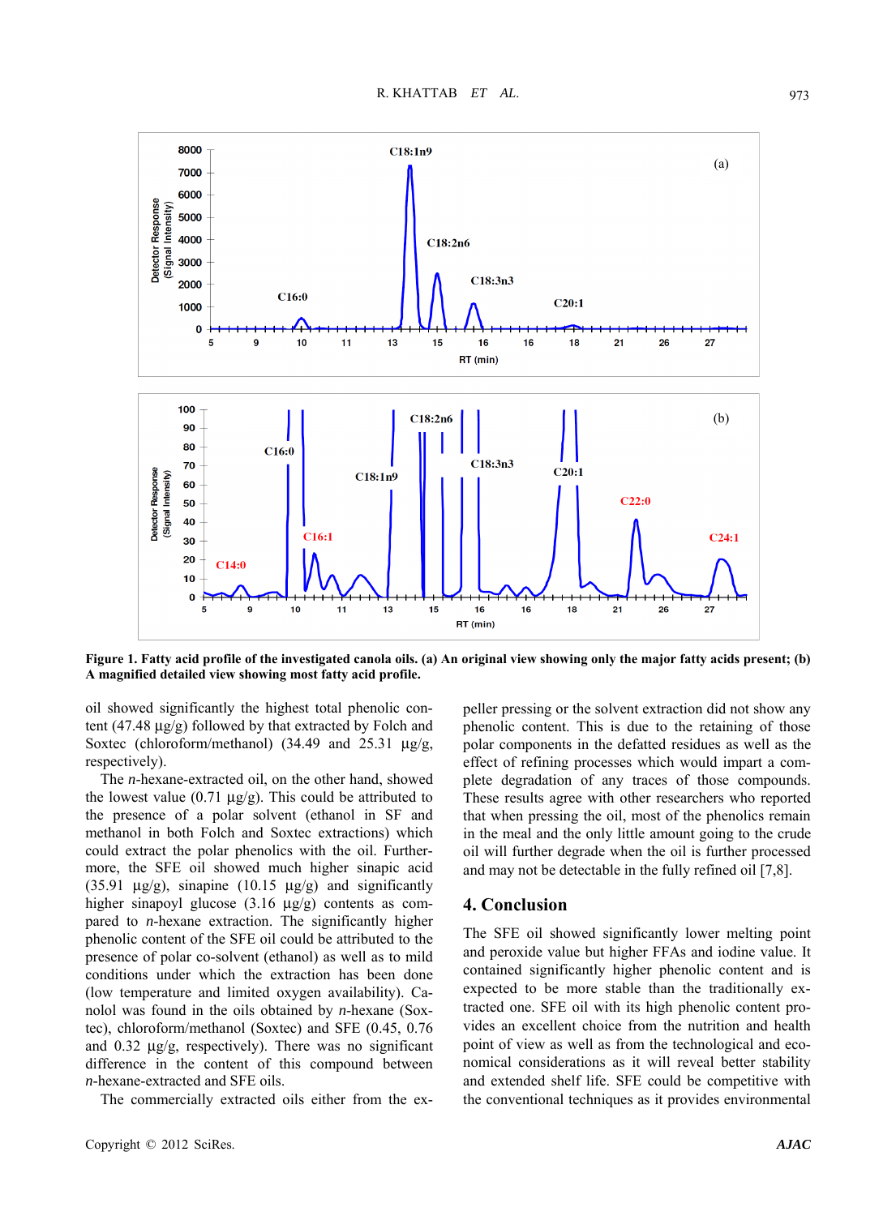Figure 1. Fatty acid profile of the investigated canola oils. (a) An original view showing only the major fatty acids present; (b) A magnified detailed view showing most fatty acid profile.

oil showed significantly the highest total phenolic content (47.48 µg/g) followed by that extracted by Folch and Soxtec (chloroform/methanol) (34.49 and 25.31 µg/g, respectively).

The *n*-hexane-extracted oil, on the other hand, showed the lowest value (0.71 µg/g). This could be attributed to the presence of a polar solvent (ethanol in SF and methanol in both Folch and Soxtec extractions) which could extract the polar phenolics with the oil. Furthermore, the SFE oil showed much higher sinapic acid (35.91 µg/g), sinapine (10.15 µg/g) and significantly higher sinapoyl glucose (3.16 µg/g) contents as compared to *n*-hexane extraction. The significantly higher phenolic content of the SFE oil could be attributed to the presence of polar co-solvent (ethanol) as well as to mild conditions under which the extraction has been done (low temperature and limited oxygen availability). Canolol was found in the oils obtained by *n*-hexane (Soxtec), chloroform/methanol (Soxtec) and SFE (0.45, 0.76 and 0.32 µg/g, respectively). There was no significant difference in the content of this compound between *n*-hexane-extracted and SFE oils.

The commercially extracted oils either from the expeller pressing or the solvent extraction did not show any phenolic content. This is due to the retaining of those polar components in the defatted residues as well as the effect of refining processes which would impart a complete degradation of any traces of those compounds. These results agree with other researchers who reported that when pressing the oil, most of the phenolics remain in the meal and the only little amount going to the crude oil will further degrade when the oil is further processed and may not be detectable in the fully refined oil [7,8].

## 4. Conclusion

The SFE oil showed significantly lower melting point and peroxide value but higher FFAs and iodine value. It contained significantly higher phenolic content and is expected to be more stable than the traditionally extracted one. SFE oil with its high phenolic content provides an excellent choice from the nutrition and health point of view as well as from the technological and economical considerations as it will reveal better stability and extended shelf life. SFE could be competitive with the conventional techniques as it provides environmental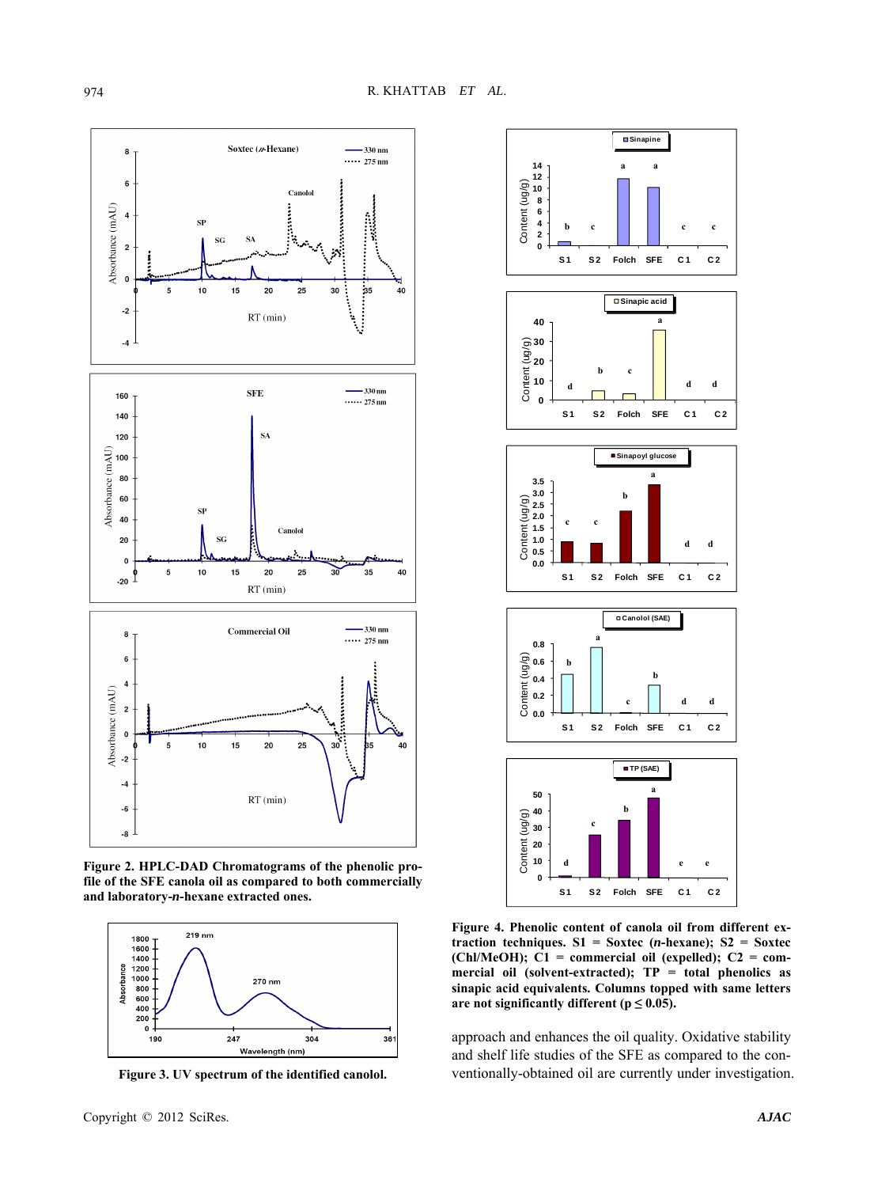**Figure 2. HPLC-DAD Chromatograms of the phenolic profile of the SFE canola oil as compared to both commercially and laboratory-*n*-hexane extracted ones.**

**Figure 3. UV spectrum of the identified canolol.**

**Figure 4. Phenolic content of canola oil from different extraction techniques. S1 = Soxtec (*n*-hexane); S2 = Soxtec (Chl/MeOH); C1 = commercial oil (expelled); C2 = commercial oil (solvent-extracted); TP = total phenolics as sinapic acid equivalents. Columns topped with same letters are not significantly different ($p \leq 0.05$).**

approach and enhances the oil quality. Oxidative stability and shelf life studies of the SFE as compared to the conventionally-obtained oil are currently under investigation.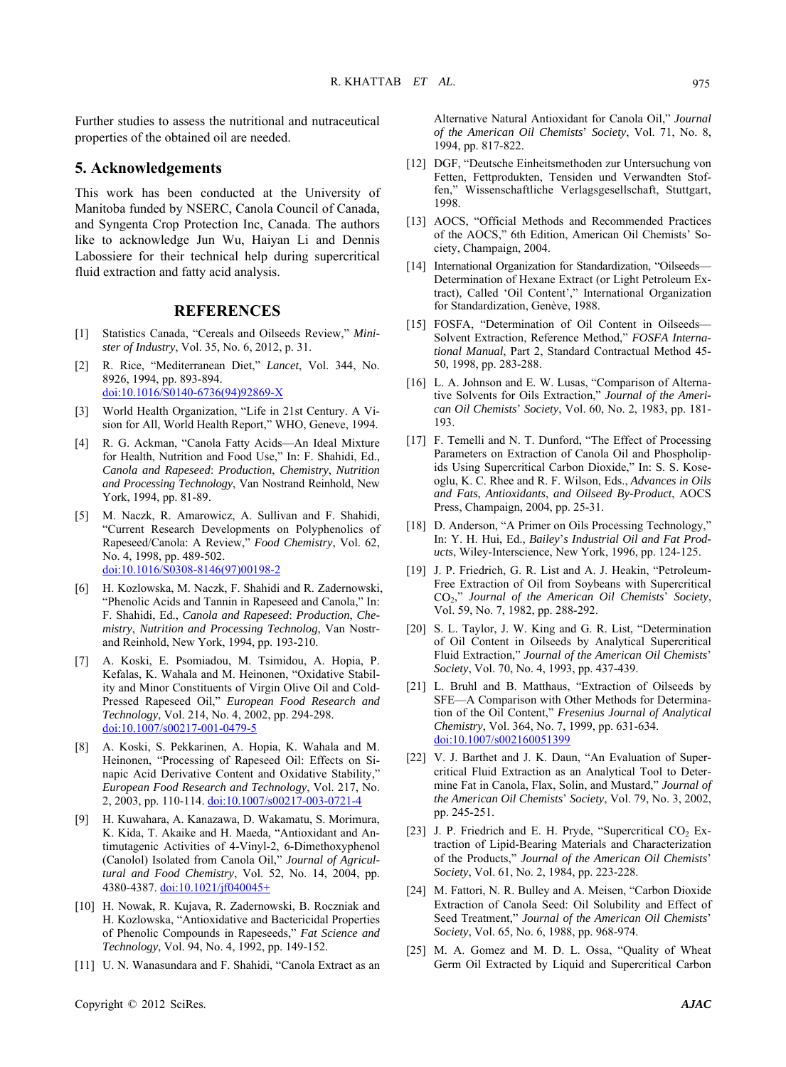Further studies to assess the nutritional and nutraceutical properties of the obtained oil are needed.

## 5. Acknowledgements

This work has been conducted at the University of Manitoba funded by NSERC, Canola Council of Canada, and Syngenta Crop Protection Inc, Canada. The authors like to acknowledge Jun Wu, Haiyan Li and Dennis Labossiere for their technical help during supercritical fluid extraction and fatty acid analysis.

## REFERENCES

[1] Statistics Canada, "Cereals and Oilseeds Review," *Minister of Industry*, Vol. 35, No. 6, 2012, p. 31.

[2] R. Rice, "Mediterranean Diet," *Lancet*, Vol. 344, No. 8926, 1994, pp. 893-894. doi:10.1016/S0140-6736(94)92869-X

[3] World Health Organization, "Life in 21st Century. A Vision for All, World Health Report," WHO, Geneve, 1994.

[4] R. G. Ackman, "Canola Fatty Acids—An Ideal Mixture for Health, Nutrition and Food Use," In: F. Shahidi, Ed., *Canola and Rapeseed*: *Production*, *Chemistry*, *Nutrition and Processing Technology*, Van Nostrand Reinhold, New York, 1994, pp. 81-89.

[5] M. Naczk, R. Amarowicz, A. Sullivan and F. Shahidi, "Current Research Developments on Polyphenolics of Rapeseed/Canola: A Review," *Food Chemistry*, Vol. 62, No. 4, 1998, pp. 489-502. doi:10.1016/S0308-8146(97)00198-2

[6] H. Kozlowska, M. Naczk, F. Shahidi and R. Zadernowski, "Phenolic Acids and Tannin in Rapeseed and Canola," In: F. Shahidi, Ed., *Canola and Rapeseed*: *Production*, *Chemistry*, *Nutrition and Processing Technolog*, Van Nostrand Reinhold, New York, 1994, pp. 193-210.

[7] A. Koski, E. Psomiadou, M. Tsimidou, A. Hopia, P. Kefalas, K. Wahala and M. Heinonen, "Oxidative Stability and Minor Constituents of Virgin Olive Oil and Cold-Pressed Rapeseed Oil," *European Food Research and Technology*, Vol. 214, No. 4, 2002, pp. 294-298. doi:10.1007/s00217-001-0479-5

[8] A. Koski, S. Pekkarinen, A. Hopia, K. Wahala and M. Heinonen, "Processing of Rapeseed Oil: Effects on Sinapic Acid Derivative Content and Oxidative Stability," *European Food Research and Technology*, Vol. 217, No. 2, 2003, pp. 110-114. doi:10.1007/s00217-003-0721-4

[9] H. Kuwahara, A. Kanazawa, D. Wakamatu, S. Morimura, K. Kida, T. Akaike and H. Maeda, "Antioxidant and Antimutagenic Activities of 4-Vinyl-2, 6-Dimethoxyphenol (Canolol) Isolated from Canola Oil," *Journal of Agricultural and Food Chemistry*, Vol. 52, No. 14, 2004, pp. 4380-4387. doi:10.1021/jf040045+

[10] H. Nowak, R. Kujava, R. Zadernowski, B. Roczniak and H. Kozlowska, "Antioxidant and Bactericidal Properties of Phenolic Compounds in Rapeseeds," *Fat Science and Technology*, Vol. 94, No. 4, 1992, pp. 149-152.

[11] U. N. Wanasundara and F. Shahidi, "Canola Extract as an Alternative Natural Antioxidant for Canola Oil," *Journal of the American Oil Chemists*' *Society*, Vol. 71, No. 8, 1994, pp. 817-822.

[12] DGF, "Deutsche Einheitsmethoden zur Untersuchung von Fetten, Fettprodukten, Tensiden und Verwandten Stoffen," Wissenschaftliche Verlagsgesellschaft, Stuttgart, 1998.

[13] AOCS, "Official Methods and Recommended Practices of the AOCS," 6th Edition, American Oil Chemists' Society, Champaign, 2004.

[14] International Organization for Standardization, "Oilseeds—Determination of Hexane Extract (or Light Petroleum Extract), Called 'Oil Content'," International Organization for Standardization, Genève, 1988.

[15] FOSFA, "Determination of Oil Content in Oilseeds—Solvent Extraction, Reference Method," *FOSFA International Manual*, Part 2, Standard Contractual Method 45-50, 1998, pp. 283-288.

[16] L. A. Johnson and E. W. Lusas, "Comparison of Alternative Solvents for Oils Extraction," *Journal of the American Oil Chemists*' *Society*, Vol. 60, No. 2, 1983, pp. 181-193.

[17] F. Temelli and N. T. Dunford, "The Effect of Processing Parameters on Extraction of Canola Oil and Phospholipids Using Supercritical Carbon Dioxide," In: S. S. Koseoglu, K. C. Rhee and R. F. Wilson, Eds., *Advances in Oils and Fats*, *Antioxidants*, *and Oilseed By-Product*, AOCS Press, Champaign, 2004, pp. 25-31.

[18] D. Anderson, "A Primer on Oils Processing Technology," In: Y. H. Hui, Ed., *Bailey*'*s Industrial Oil and Fat Products*, Wiley-Interscience, New York, 1996, pp. 124-125.

[19] J. P. Friedrich, G. R. List and A. J. Heakin, "Petroleum-Free Extraction of Oil from Soybeans with Supercritical $CO_2$," *Journal of the American Oil Chemists*' *Society*, Vol. 59, No. 7, 1982, pp. 288-292.

[20] S. L. Taylor, J. W. King and G. R. List, "Determination of Oil Content in Oilseeds by Analytical Supercritical Fluid Extraction," *Journal of the American Oil Chemists*' *Society*, Vol. 70, No. 4, 1993, pp. 437-439.

[21] L. Bruhl and B. Matthaus, "Extraction of Oilseeds by SFE—A Comparison with Other Methods for Determination of the Oil Content," *Fresenius Journal of Analytical Chemistry*, Vol. 364, No. 7, 1999, pp. 631-634. doi:10.1007/s002160051399

[22] V. J. Barthet and J. K. Daun, "An Evaluation of Supercritical Fluid Extraction as an Analytical Tool to Determine Fat in Canola, Flax, Solin, and Mustard," *Journal of the American Oil Chemists*' *Society*, Vol. 79, No. 3, 2002, pp. 245-251.

[23] J. P. Friedrich and E. H. Pryde, "Supercritical $CO_2$ Extraction of Lipid-Bearing Materials and Characterization of the Products," *Journal of the American Oil Chemists*' *Society*, Vol. 61, No. 2, 1984, pp. 223-228.

[24] M. Fattori, N. R. Bulley and A. Meisen, "Carbon Dioxide Extraction of Canola Seed: Oil Solubility and Effect of Seed Treatment," *Journal of the American Oil Chemists*' *Society*, Vol. 65, No. 6, 1988, pp. 968-974.

[25] M. A. Gomez and M. D. L. Ossa, "Quality of Wheat Germ Oil Extracted by Liquid and Supercritical Carbon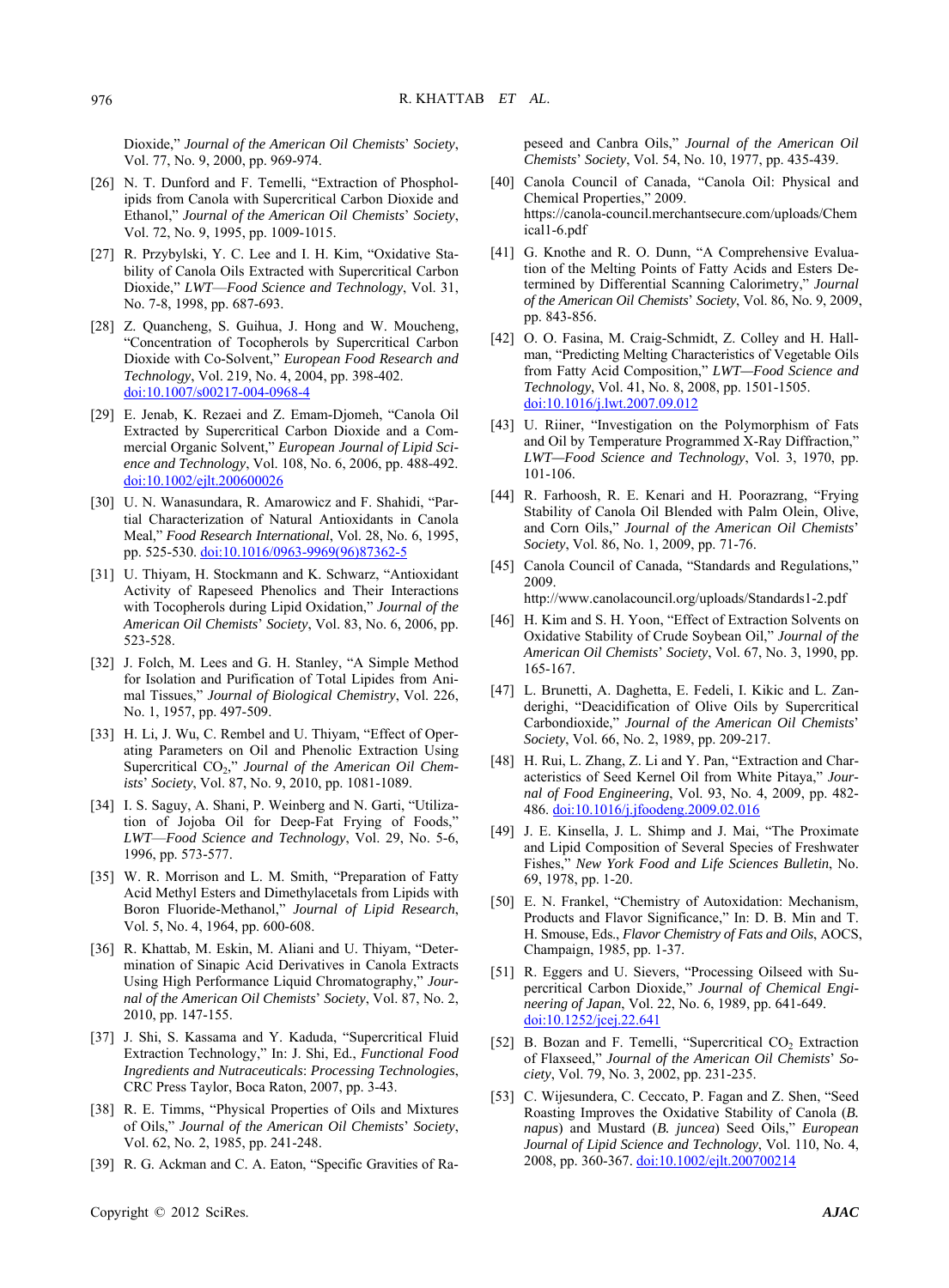Dioxide," *Journal of the American Oil Chemists' Society*, Vol. 77, No. 9, 2000, pp. 969-974.

[26] N. T. Dunford and F. Temelli, "Extraction of Phospholipids from Canola with Supercritical Carbon Dioxide and Ethanol," *Journal of the American Oil Chemists' Society*, Vol. 72, No. 9, 1995, pp. 1009-1015.

[27] R. Przybylski, Y. C. Lee and I. H. Kim, "Oxidative Stability of Canola Oils Extracted with Supercritical Carbon Dioxide," *LWT—Food Science and Technology*, Vol. 31, No. 7-8, 1998, pp. 687-693.

[28] Z. Quancheng, S. Guihua, J. Hong and W. Moucheng, "Concentration of Tocopherols by Supercritical Carbon Dioxide with Co-Solvent," *European Food Research and Technology*, Vol. 219, No. 4, 2004, pp. 398-402. doi:10.1007/s00217-004-0968-4

[29] E. Jenab, K. Rezaei and Z. Emam-Djomeh, "Canola Oil Extracted by Supercritical Carbon Dioxide and a Commercial Organic Solvent," *European Journal of Lipid Science and Technology*, Vol. 108, No. 6, 2006, pp. 488-492. doi:10.1002/ejlt.200600026

[30] U. N. Wanasundara, R. Amarowicz and F. Shahidi, "Partial Characterization of Natural Antioxidants in Canola Meal," *Food Research International*, Vol. 28, No. 6, 1995, pp. 525-530. doi:10.1016/0963-9969(96)87362-5

[31] U. Thiyam, H. Stockmann and K. Schwarz, "Antioxidant Activity of Rapeseed Phenolics and Their Interactions with Tocopherols during Lipid Oxidation," *Journal of the American Oil Chemists' Society*, Vol. 83, No. 6, 2006, pp. 523-528.

[32] J. Folch, M. Lees and G. H. Stanley, "A Simple Method for Isolation and Purification of Total Lipides from Animal Tissues," *Journal of Biological Chemistry*, Vol. 226, No. 1, 1957, pp. 497-509.

[33] H. Li, J. Wu, C. Rembel and U. Thiyam, "Effect of Operating Parameters on Oil and Phenolic Extraction Using Supercritical $CO_2$," *Journal of the American Oil Chemists' Society*, Vol. 87, No. 9, 2010, pp. 1081-1089.

[34] I. S. Saguy, A. Shani, P. Weinberg and N. Garti, "Utilization of Jojoba Oil for Deep-Fat Frying of Foods," *LWT—Food Science and Technology*, Vol. 29, No. 5-6, 1996, pp. 573-577.

[35] W. R. Morrison and L. M. Smith, "Preparation of Fatty Acid Methyl Esters and Dimethylacetals from Lipids with Boron Fluoride-Methanol," *Journal of Lipid Research*, Vol. 5, No. 4, 1964, pp. 600-608.

[36] R. Khattab, M. Eskin, M. Aliani and U. Thiyam, "Determination of Sinapic Acid Derivatives in Canola Extracts Using High Performance Liquid Chromatography," *Journal of the American Oil Chemists' Society*, Vol. 87, No. 2, 2010, pp. 147-155.

[37] J. Shi, S. Kassama and Y. Kaduda, "Supercritical Fluid Extraction Technology," In: J. Shi, Ed., *Functional Food Ingredients and Nutraceuticals*: *Processing Technologies*, CRC Press Taylor, Boca Raton, 2007, pp. 3-43.

[38] R. E. Timms, "Physical Properties of Oils and Mixtures of Oils," *Journal of the American Oil Chemists' Society*, Vol. 62, No. 2, 1985, pp. 241-248.

[39] R. G. Ackman and C. A. Eaton, "Specific Gravities of Rapeseed and Canbra Oils," *Journal of the American Oil Chemists' Society*, Vol. 54, No. 10, 1977, pp. 435-439.

[40] Canola Council of Canada, "Canola Oil: Physical and Chemical Properties," 2009. https://canola-council.merchantsecure.com/uploads/Chemical1-6.pdf

[41] G. Knothe and R. O. Dunn, "A Comprehensive Evaluation of the Melting Points of Fatty Acids and Esters Determined by Differential Scanning Calorimetry," *Journal of the American Oil Chemists' Society*, Vol. 86, No. 9, 2009, pp. 843-856.

[42] O. O. Fasina, M. Craig-Schmidt, Z. Colley and H. Hallman, "Predicting Melting Characteristics of Vegetable Oils from Fatty Acid Composition," *LWT—Food Science and Technology*, Vol. 41, No. 8, 2008, pp. 1501-1505. doi:10.1016/j.lwt.2007.09.012

[43] U. Riiner, "Investigation on the Polymorphism of Fats and Oil by Temperature Programmed X-Ray Diffraction," *LWT—Food Science and Technology*, Vol. 3, 1970, pp. 101-106.

[44] R. Farhoosh, R. E. Kenari and H. Poorazrang, "Frying Stability of Canola Oil Blended with Palm Olein, Olive, and Corn Oils," *Journal of the American Oil Chemists' Society*, Vol. 86, No. 1, 2009, pp. 71-76.

[45] Canola Council of Canada, "Standards and Regulations," 2009. http://www.canolacouncil.org/uploads/Standards1-2.pdf

[46] H. Kim and S. H. Yoon, "Effect of Extraction Solvents on Oxidative Stability of Crude Soybean Oil," *Journal of the American Oil Chemists' Society*, Vol. 67, No. 3, 1990, pp. 165-167.

[47] L. Brunetti, A. Daghetta, E. Fedeli, I. Kikic and L. Zanderighi, "Deacidification of Olive Oils by Supercritical Carbondioxide," *Journal of the American Oil Chemists' Society*, Vol. 66, No. 2, 1989, pp. 209-217.

[48] H. Rui, L. Zhang, Z. Li and Y. Pan, "Extraction and Characteristics of Seed Kernel Oil from White Pitaya," *Journal of Food Engineering*, Vol. 93, No. 4, 2009, pp. 482-486. doi:10.1016/j.jfoodeng.2009.02.016

[49] J. E. Kinsella, J. L. Shimp and J. Mai, "The Proximate and Lipid Composition of Several Species of Freshwater Fishes," *New York Food and Life Sciences Bulletin*, No. 69, 1978, pp. 1-20.

[50] E. N. Frankel, "Chemistry of Autoxidation: Mechanism, Products and Flavor Significance," In: D. B. Min and T. H. Smouse, Eds., *Flavor Chemistry of Fats and Oils*, AOCS, Champaign, 1985, pp. 1-37.

[51] R. Eggers and U. Sievers, "Processing Oilseed with Supercritical Carbon Dioxide," *Journal of Chemical Engineering of Japan*, Vol. 22, No. 6, 1989, pp. 641-649. doi:10.1252/jcej.22.641

[52] B. Bozan and F. Temelli, "Supercritical $CO_2$ Extraction of Flaxseed," *Journal of the American Oil Chemists' Society*, Vol. 79, No. 3, 2002, pp. 231-235.

[53] C. Wijesundera, C. Ceccato, P. Fagan and Z. Shen, "Seed Roasting Improves the Oxidative Stability of Canola (*B. napus*) and Mustard (*B. juncea*) Seed Oils," *European Journal of Lipid Science and Technology*, Vol. 110, No. 4, 2008, pp. 360-367. doi:10.1002/ejlt.200700214